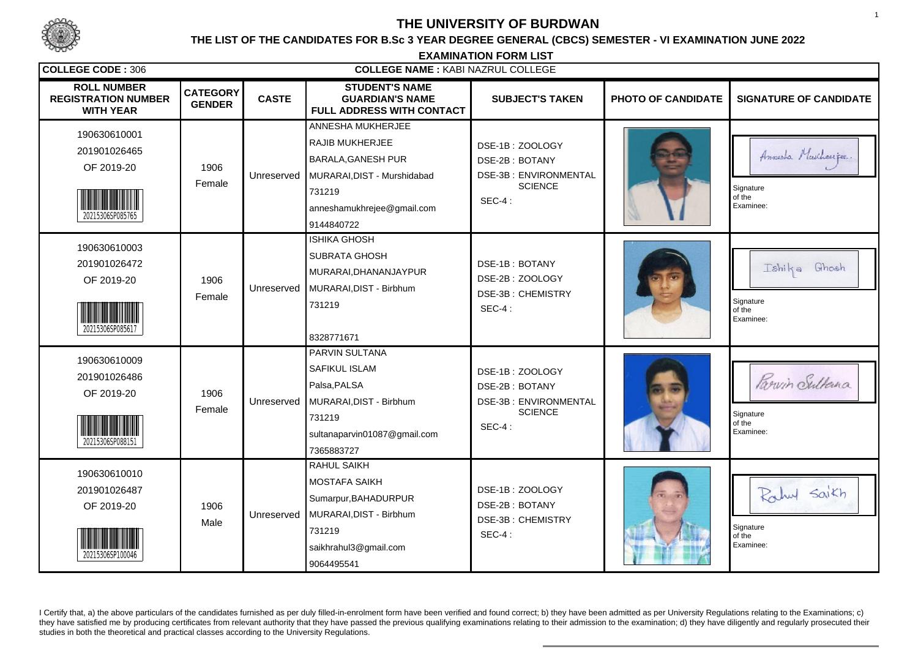# THE UNIVERSITY OF BURDWAN

## THE LIST OF THE CANDIDATES FOR B.Sc 3 YEAR DEGREE GENERAL (CBCS) SEMESTER - VI EXAMINATION JUNE 2022

### EXAMINATION FORM LIST

**COLLEGE CODE :** 306 **COLLEGE NAME :** KABI NAZRUL COLLEGE

| ROLL NUMBER REGISTRATION NUMBER WITH YEAR | CATEGORY GENDER | CASTE | STUDENT'S NAME GUARDIAN'S NAME FULL ADDRESS WITH CONTACT | SUBJECT'S TAKEN | PHOTO OF CANDIDATE | SIGNATURE OF CANDIDATE |
|---|---|---|---|---|---|---|
| 190630610001<br>201901026465<br>OF 2019-20<br>20215306SP085765 | 1906<br>Female | Unreserved | ANNESHA MUKHERJEE<br>RAJIB MUKHERJEE<br>BARALA,GANESH PUR<br>MURARAI,DIST - Murshidabad<br>731219<br>anneshamukhrejee@gmail.com<br>9144840722 | DSE-1B : ZOOLOGY<br>DSE-2B : BOTANY<br>DSE-3B : ENVIRONMENTAL SCIENCE<br>SEC-4 : | | Signature of the Examinee: |
| 190630610003<br>201901026472<br>OF 2019-20<br>20215306SP085617 | 1906<br>Female | Unreserved | ISHIKA GHOSH<br>SUBRATA GHOSH<br>MURARAI,DHANANJAYPUR<br>MURARAI,DIST - Birbhum<br>731219<br>8328771671 | DSE-1B : BOTANY<br>DSE-2B : ZOOLOGY<br>DSE-3B : CHEMISTRY<br>SEC-4 : | | Signature of the Examinee: |
| 190630610009<br>201901026486<br>OF 2019-20<br>20215306SP088151 | 1906<br>Female | Unreserved | PARVIN SULTANA<br>SAFIKUL ISLAM<br>Palsa,PALSA<br>MURARAI,DIST - Birbhum<br>731219<br>sultanaparvin01087@gmail.com<br>7365883727 | DSE-1B : ZOOLOGY<br>DSE-2B : BOTANY<br>DSE-3B : ENVIRONMENTAL SCIENCE<br>SEC-4 : | | Signature of the Examinee: |
| 190630610010<br>201901026487<br>OF 2019-20<br>20215306SP100046 | 1906<br>Male | Unreserved | RAHUL SAIKH<br>MOSTAFA SAIKH<br>Sumarpur,BAHADURPUR<br>MURARAI,DIST - Birbhum<br>731219<br>saikhrahul3@gmail.com<br>9064495541 | DSE-1B : ZOOLOGY<br>DSE-2B : BOTANY<br>DSE-3B : CHEMISTRY<br>SEC-4 : | | Signature of the Examinee: |

I Certify that, a) the above particulars of the candidates furnished as per duly filled-in-enrolment form have been verified and found correct; b) they have been admitted as per University Regulations relating to the Examinations; c) they have satisfied me by producing certificates from relevant authority that they have passed the previous qualifying examinations relating to their admission to the examination; d) they have diligently and regularly prosecuted their studies in both the theoretical and practical classes according to the University Regulations.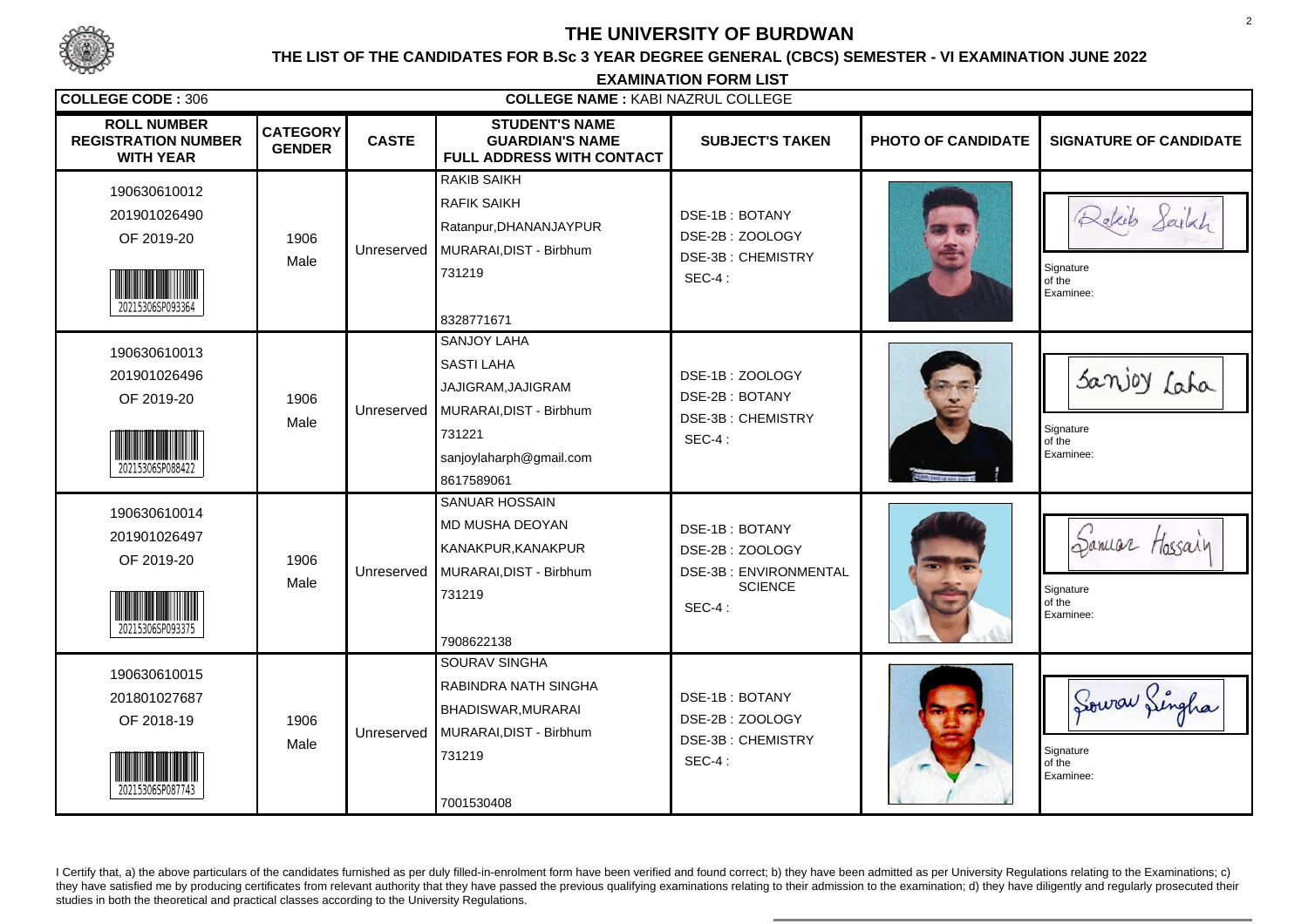# THE UNIVERSITY OF BURDWAN

## THE LIST OF THE CANDIDATES FOR B.Sc 3 YEAR DEGREE GENERAL (CBCS) SEMESTER - VI EXAMINATION JUNE 2022

### EXAMINATION FORM LIST

**COLLEGE CODE :** 306 **COLLEGE NAME :** KABI NAZRUL COLLEGE

| ROLL NUMBER REGISTRATION NUMBER WITH YEAR | CATEGORY GENDER | CASTE | STUDENT'S NAME GUARDIAN'S NAME FULL ADDRESS WITH CONTACT | SUBJECT'S TAKEN | PHOTO OF CANDIDATE | SIGNATURE OF CANDIDATE |
|---|---|---|---|---|---|---|
| 190630610012 201901026490 OF 2019-20 20215306SP093364 | 1906 Male | Unreserved | RAKIB SAIKH RAFIK SAIKH Ratanpur,DHANANJAYPUR MURARAI,DIST - Birbhum 731219 8328771671 | DSE-1B : BOTANY DSE-2B : ZOOLOGY DSE-3B : CHEMISTRY SEC-4 : | | Rakib Saikh Signature of the Examinee: |
| 190630610013 201901026496 OF 2019-20 20215306SP088422 | 1906 Male | Unreserved | SANJOY LAHA SASTI LAHA JAJIGRAM,JAJIGRAM MURARAI,DIST - Birbhum 731221 sanjoylaharph@gmail.com 8617589061 | DSE-1B : ZOOLOGY DSE-2B : BOTANY DSE-3B : CHEMISTRY SEC-4 : | | Sanjoy Laha Signature of the Examinee: |
| 190630610014 201901026497 OF 2019-20 20215306SP093375 | 1906 Male | Unreserved | SANUAR HOSSAIN MD MUSHA DEOYAN KANAKPUR,KANAKPUR MURARAI,DIST - Birbhum 731219 7908622138 | DSE-1B : BOTANY DSE-2B : ZOOLOGY DSE-3B : ENVIRONMENTAL SCIENCE SEC-4 : | | Sanuar Hossain Signature of the Examinee: |
| 190630610015 201801027687 OF 2018-19 20215306SP087743 | 1906 Male | Unreserved | SOURAV SINGHA RABINDRA NATH SINGHA BHADISWAR,MURARAI MURARAI,DIST - Birbhum 731219 7001530408 | DSE-1B : BOTANY DSE-2B : ZOOLOGY DSE-3B : CHEMISTRY SEC-4 : | | Sourav Singha Signature of the Examinee: |

I Certify that, a) the above particulars of the candidates furnished as per duly filled-in-enrolment form have been verified and found correct; b) they have been admitted as per University Regulations relating to the Examinations; c) they have satisfied me by producing certificates from relevant authority that they have passed the previous qualifying examinations relating to their admission to the examination; d) they have diligently and regularly prosecuted their studies in both the theoretical and practical classes according to the University Regulations.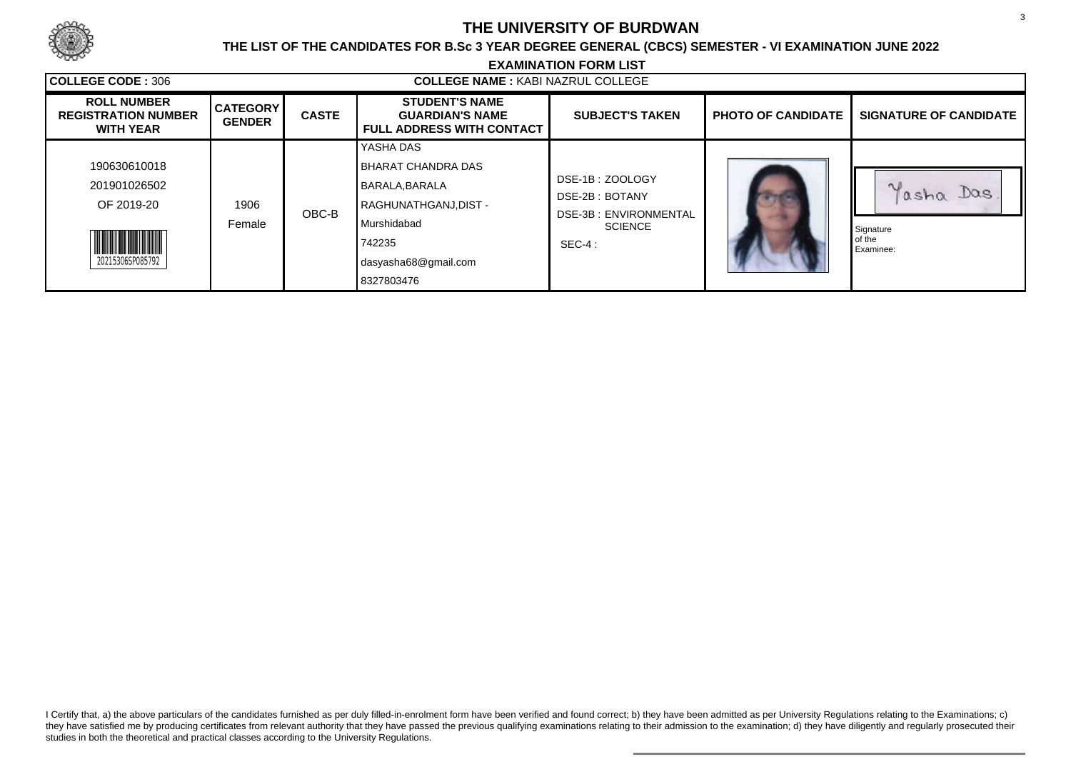# THE UNIVERSITY OF BURDWAN

## THE LIST OF THE CANDIDATES FOR B.Sc 3 YEAR DEGREE GENERAL (CBCS) SEMESTER - VI EXAMINATION JUNE 2022

### EXAMINATION FORM LIST

**COLLEGE CODE :** 306 **COLLEGE NAME :** KABI NAZRUL COLLEGE

| ROLL NUMBER REGISTRATION NUMBER WITH YEAR | CATEGORY GENDER | CASTE | STUDENT'S NAME GUARDIAN'S NAME FULL ADDRESS WITH CONTACT | SUBJECT'S TAKEN | PHOTO OF CANDIDATE | SIGNATURE OF CANDIDATE |
|---|---|---|---|---|---|---|
| 190630610018<br>201901026502<br>OF 2019-20<br>20215306SP085792 | 1906<br>Female | OBC-B | YASHA DAS<br>BHARAT CHANDRA DAS<br>BARALA,BARALA<br>RAGHUNATHGANJ,DIST - Murshidabad<br>742235<br>dasyasha68@gmail.com<br>8327803476 | DSE-1B : ZOOLOGY<br>DSE-2B : BOTANY<br>DSE-3B : ENVIRONMENTAL SCIENCE<br>SEC-4 : | | Yasha Das.<br>Signature of the Examinee: |

I Certify that, a) the above particulars of the candidates furnished as per duly filled-in-enrolment form have been verified and found correct; b) they have been admitted as per University Regulations relating to the Examinations; c) they have satisfied me by producing certificates from relevant authority that they have passed the previous qualifying examinations relating to their admission to the examination; d) they have diligently and regularly prosecuted their studies in both the theoretical and practical classes according to the University Regulations.